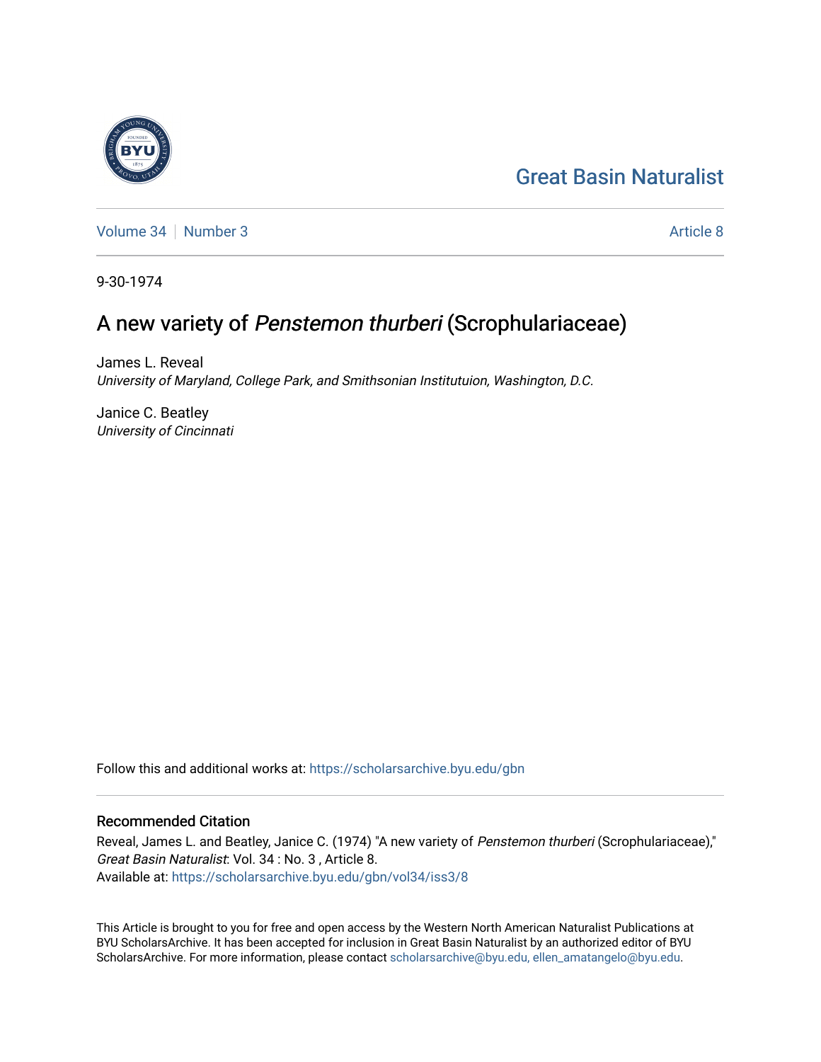Great Basin Naturalist

Volume 34 | Number 3 Article 8

9-30-1974

# A new variety of *Penstemon thurberi* (Scrophulariaceae)

James L. Reveal
*University of Maryland, College Park, and Smithsonian Institutuion, Washington, D.C.*

Janice C. Beatley
*University of Cincinnati*

Follow this and additional works at: https://scholarsarchive.byu.edu/gbn

## Recommended Citation

Reveal, James L. and Beatley, Janice C. (1974) "A new variety of *Penstemon thurberi* (Scrophulariaceae)," *Great Basin Naturalist*: Vol. 34 : No. 3 , Article 8.
Available at: https://scholarsarchive.byu.edu/gbn/vol34/iss3/8

This Article is brought to you for free and open access by the Western North American Naturalist Publications at BYU ScholarsArchive. It has been accepted for inclusion in Great Basin Naturalist by an authorized editor of BYU ScholarsArchive. For more information, please contact scholarsarchive@byu.edu, ellen_amatangelo@byu.edu.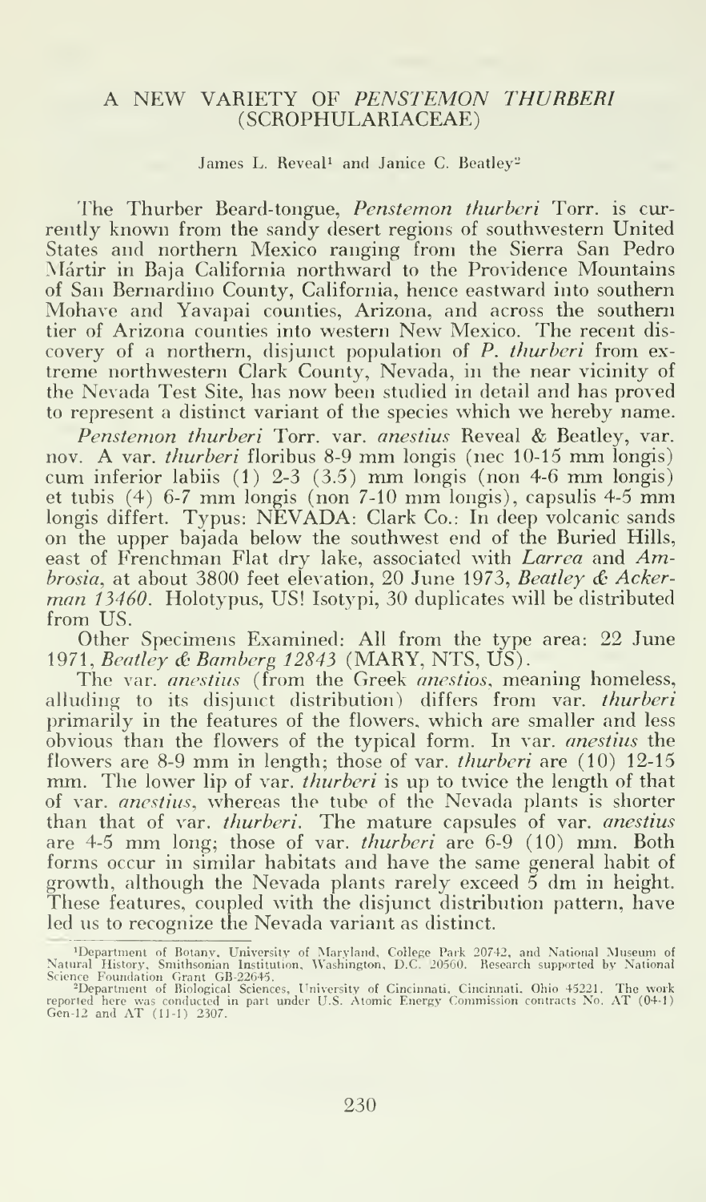## A NEW VARIETY OF *PENSTEMON THURBERI* (SCROPHULARIACEAE)

James L. Reveal[1] and Janice C. Beatley[2]

The Thurber Beard-tongue, *Penstemon thurberi* Torr. is currently known from the sandy desert regions of southwestern United States and northern Mexico ranging from the Sierra San Pedro Mártir in Baja California northward to the Providence Mountains of San Bernardino County, California, hence eastward into southern Mohave and Yavapai counties, Arizona, and across the southern tier of Arizona counties into western New Mexico. The recent discovery of a northern, disjunct population of *P. thurberi* from extreme northwestern Clark County, Nevada, in the near vicinity of the Nevada Test Site, has now been studied in detail and has proved to represent a distinct variant of the species which we hereby name.

*Penstemon thurberi* Torr. var. *anestius* Reveal & Beatley, var. nov. A var. *thurberi* floribus 8-9 mm longis (nec 10-15 mm longis) cum inferior labiis (1) 2-3 (3.5) mm longis (non 4-6 mm longis) et tubis (4) 6-7 mm longis (non 7-10 mm longis), capsulis 4-5 mm longis differt. Typus: NEVADA: Clark Co.: In deep volcanic sands on the upper bajada below the southwest end of the Buried Hills, east of Frenchman Flat dry lake, associated with *Larrea* and *Ambrosia*, at about 3800 feet elevation, 20 June 1973, *Beatley & Ackerman 13460*. Holotypus, US! Isotypi, 30 duplicates will be distributed from US.

Other Specimens Examined: All from the type area: 22 June 1971, *Beatley & Bamberg 12843* (MARY, NTS, US).

The var. *anestius* (from the Greek *anestios*, meaning homeless, alluding to its disjunct distribution) differs from var. *thurberi* primarily in the features of the flowers, which are smaller and less obvious than the flowers of the typical form. In var. *anestius* the flowers are 8-9 mm in length; those of var. *thurberi* are (10) 12-15 mm. The lower lip of var. *thurberi* is up to twice the length of that of var. *anestius*, whereas the tube of the Nevada plants is shorter than that of var. *thurberi*. The mature capsules of var. *anestius* are 4-5 mm long; those of var. *thurberi* are 6-9 (10) mm. Both forms occur in similar habitats and have the same general habit of growth, although the Nevada plants rarely exceed 5 dm in height. These features, coupled with the disjunct distribution pattern, have led us to recognize the Nevada variant as distinct.

---

[1]Department of Botany, University of Maryland, College Park 20742, and National Museum of Natural History, Smithsonian Institution, Washington, D.C. 20560. Research supported by National Science Foundation Grant GB-22645.

[2]Department of Biological Sciences, University of Cincinnati, Cincinnati, Ohio 45221. The work reported here was conducted in part under U.S. Atomic Energy Commission contracts No. AT (04-1) Gen-12 and AT (11-1) 2307.